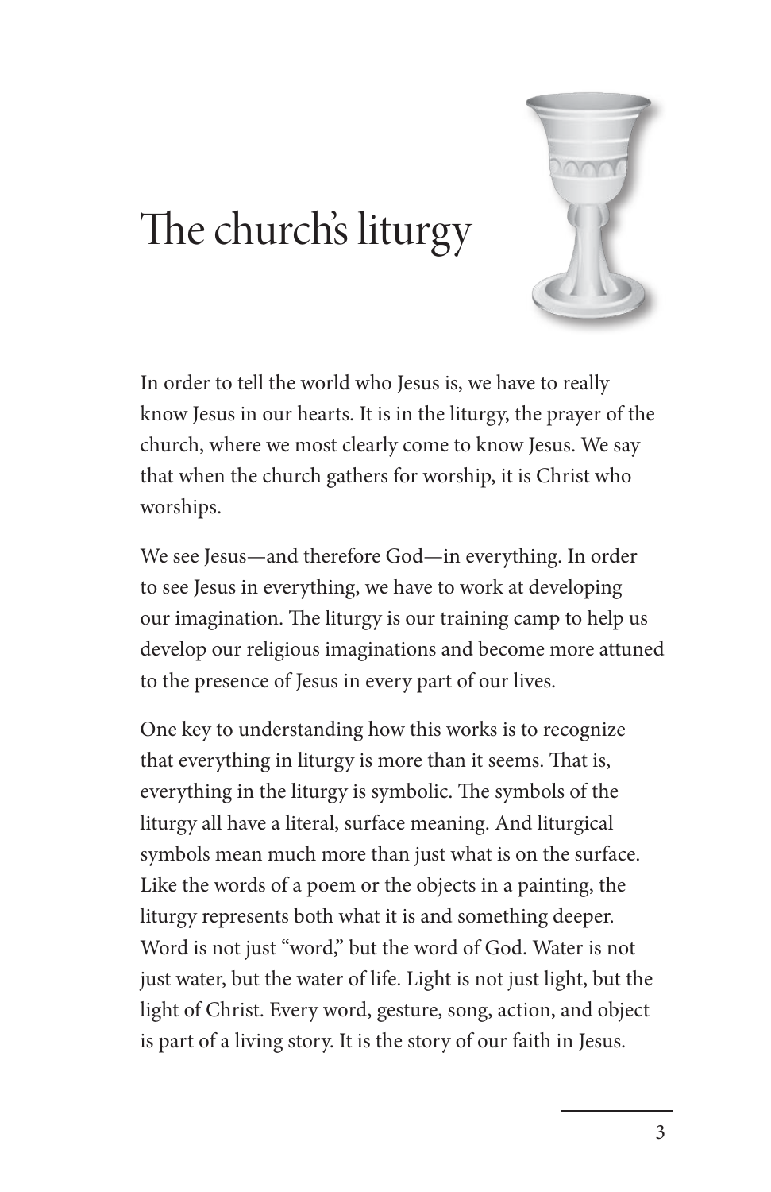# The church's liturgy

In order to tell the world who Jesus is, we have to really know Jesus in our hearts. It is in the liturgy, the prayer of the church, where we most clearly come to know Jesus. We say that when the church gathers for worship, it is Christ who worships.

We see Jesus—and therefore God—in everything. In order to see Jesus in everything, we have to work at developing our imagination. The liturgy is our training camp to help us develop our religious imaginations and become more attuned to the presence of Jesus in every part of our lives.

One key to understanding how this works is to recognize that everything in liturgy is more than it seems. That is, everything in the liturgy is symbolic. The symbols of the liturgy all have a literal, surface meaning. And liturgical symbols mean much more than just what is on the surface. Like the words of a poem or the objects in a painting, the liturgy represents both what it is and something deeper. Word is not just "word," but the word of God. Water is not just water, but the water of life. Light is not just light, but the light of Christ. Every word, gesture, song, action, and object is part of a living story. It is the story of our faith in Jesus.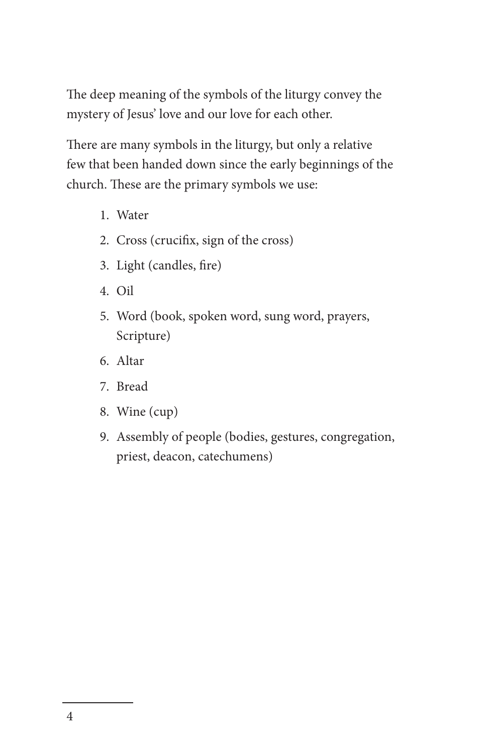The deep meaning of the symbols of the liturgy convey the mystery of Jesus' love and our love for each other.

There are many symbols in the liturgy, but only a relative few that been handed down since the early beginnings of the church. These are the primary symbols we use:

1. Water
2. Cross (crucifix, sign of the cross)
3. Light (candles, fire)
4. Oil
5. Word (book, spoken word, sung word, prayers, Scripture)
6. Altar
7. Bread
8. Wine (cup)
9. Assembly of people (bodies, gestures, congregation, priest, deacon, catechumens)